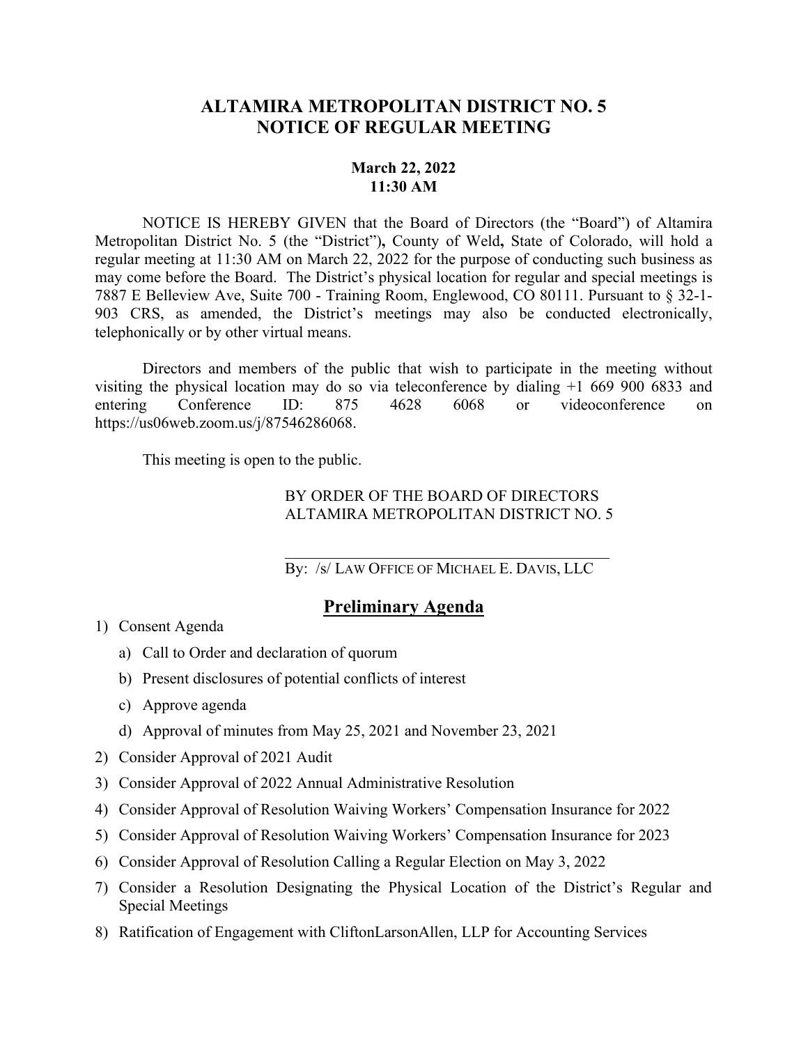# ALTAMIRA METROPOLITAN DISTRICT NO. 5
# NOTICE OF REGULAR MEETING

**March 22, 2022**
**11:30 AM**

NOTICE IS HEREBY GIVEN that the Board of Directors (the "Board") of Altamira Metropolitan District No. 5 (the "District"), County of Weld, State of Colorado, will hold a regular meeting at 11:30 AM on March 22, 2022 for the purpose of conducting such business as may come before the Board. The District's physical location for regular and special meetings is 7887 E Belleview Ave, Suite 700 - Training Room, Englewood, CO 80111. Pursuant to § 32-1-903 CRS, as amended, the District's meetings may also be conducted electronically, telephonically or by other virtual means.

Directors and members of the public that wish to participate in the meeting without visiting the physical location may do so via teleconference by dialing +1 669 900 6833 and entering Conference ID: 875 4628 6068 or videoconference on https://us06web.zoom.us/j/87546286068.

This meeting is open to the public.

BY ORDER OF THE BOARD OF DIRECTORS
ALTAMIRA METROPOLITAN DISTRICT NO. 5

By: /s/ LAW OFFICE OF MICHAEL E. DAVIS, LLC

## Preliminary Agenda

1) Consent Agenda
   a) Call to Order and declaration of quorum
   b) Present disclosures of potential conflicts of interest
   c) Approve agenda
   d) Approval of minutes from May 25, 2021 and November 23, 2021
2) Consider Approval of 2021 Audit
3) Consider Approval of 2022 Annual Administrative Resolution
4) Consider Approval of Resolution Waiving Workers' Compensation Insurance for 2022
5) Consider Approval of Resolution Waiving Workers' Compensation Insurance for 2023
6) Consider Approval of Resolution Calling a Regular Election on May 3, 2022
7) Consider a Resolution Designating the Physical Location of the District's Regular and Special Meetings
8) Ratification of Engagement with CliftonLarsonAllen, LLP for Accounting Services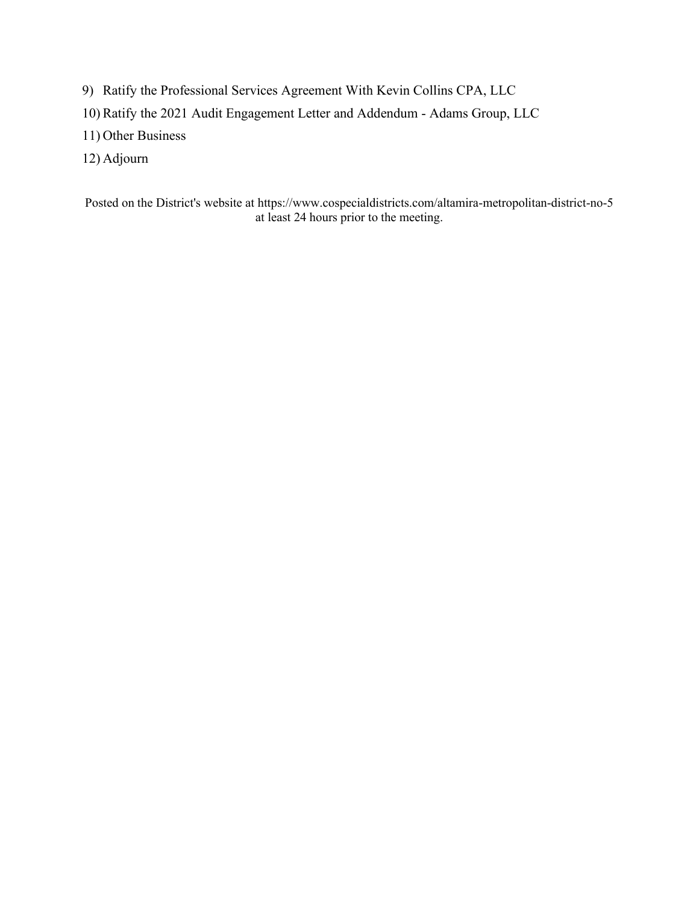9) Ratify the Professional Services Agreement With Kevin Collins CPA, LLC
10) Ratify the 2021 Audit Engagement Letter and Addendum - Adams Group, LLC
11) Other Business
12) Adjourn

Posted on the District's website at https://www.cospecialdistricts.com/altamira-metropolitan-district-no-5 at least 24 hours prior to the meeting.